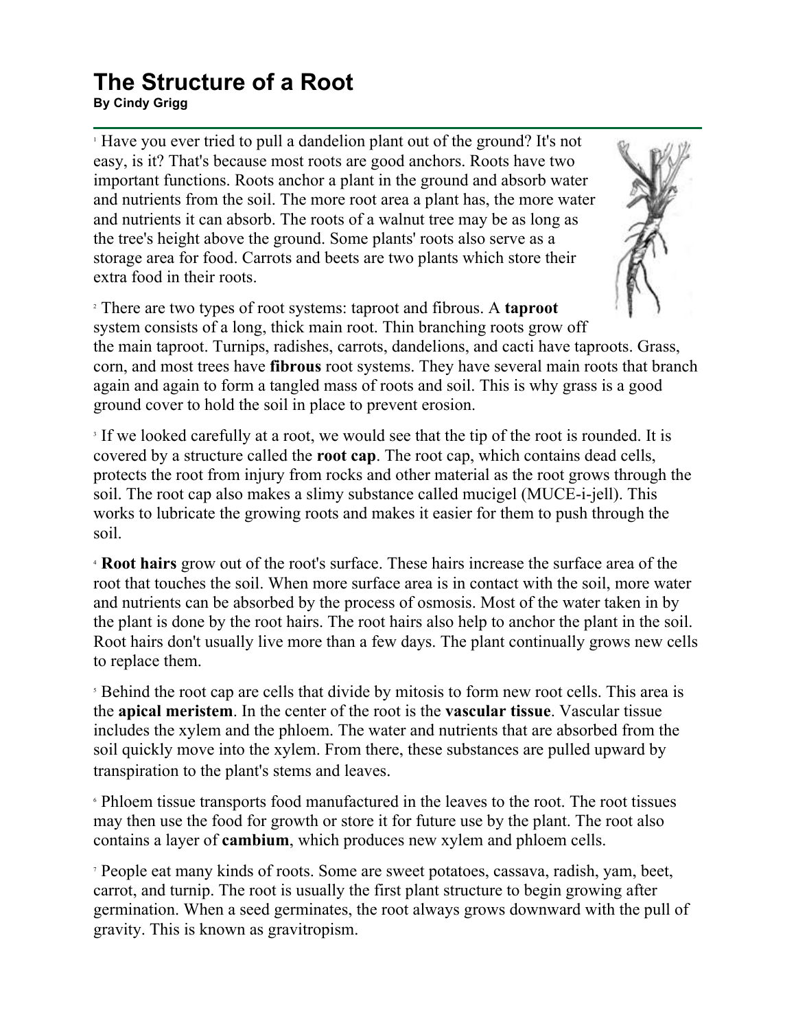# The Structure of a Root

**By Cindy Grigg**

[1] Have you ever tried to pull a dandelion plant out of the ground? It's not easy, is it? That's because most roots are good anchors. Roots have two important functions. Roots anchor a plant in the ground and absorb water and nutrients from the soil. The more root area a plant has, the more water and nutrients it can absorb. The roots of a walnut tree may be as long as the tree's height above the ground. Some plants' roots also serve as a storage area for food. Carrots and beets are two plants which store their extra food in their roots.

[2] There are two types of root systems: taproot and fibrous. A **taproot** system consists of a long, thick main root. Thin branching roots grow off the main taproot. Turnips, radishes, carrots, dandelions, and cacti have taproots. Grass, corn, and most trees have **fibrous** root systems. They have several main roots that branch again and again to form a tangled mass of roots and soil. This is why grass is a good ground cover to hold the soil in place to prevent erosion.

[3] If we looked carefully at a root, we would see that the tip of the root is rounded. It is covered by a structure called the **root cap**. The root cap, which contains dead cells, protects the root from injury from rocks and other material as the root grows through the soil. The root cap also makes a slimy substance called mucigel (MUCE-i-jell). This works to lubricate the growing roots and makes it easier for them to push through the soil.

[4] **Root hairs** grow out of the root's surface. These hairs increase the surface area of the root that touches the soil. When more surface area is in contact with the soil, more water and nutrients can be absorbed by the process of osmosis. Most of the water taken in by the plant is done by the root hairs. The root hairs also help to anchor the plant in the soil. Root hairs don't usually live more than a few days. The plant continually grows new cells to replace them.

[5] Behind the root cap are cells that divide by mitosis to form new root cells. This area is the **apical meristem**. In the center of the root is the **vascular tissue**. Vascular tissue includes the xylem and the phloem. The water and nutrients that are absorbed from the soil quickly move into the xylem. From there, these substances are pulled upward by transpiration to the plant's stems and leaves.

[6] Phloem tissue transports food manufactured in the leaves to the root. The root tissues may then use the food for growth or store it for future use by the plant. The root also contains a layer of **cambium**, which produces new xylem and phloem cells.

[7] People eat many kinds of roots. Some are sweet potatoes, cassava, radish, yam, beet, carrot, and turnip. The root is usually the first plant structure to begin growing after germination. When a seed germinates, the root always grows downward with the pull of gravity. This is known as gravitropism.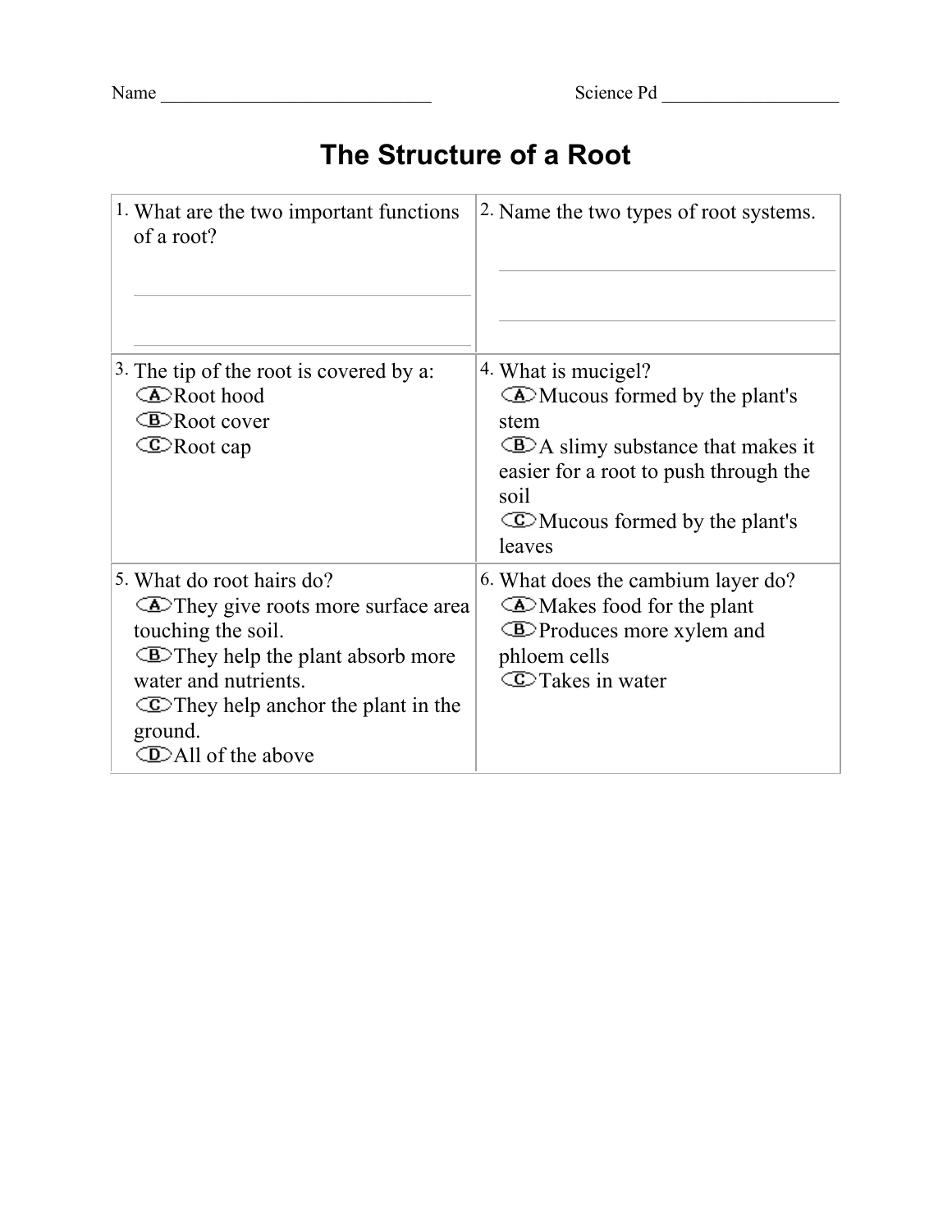Name ______________________________ Science Pd ___________________

# The Structure of a Root

1. What are the two important functions of a root?

_______________________________

_______________________________

2. Name the two types of root systems.

_______________________________

_______________________________

3. The tip of the root is covered by a:
   - (A) Root hood
   - (B) Root cover
   - (C) Root cap

4. What is mucigel?
   - (A) Mucous formed by the plant's stem
   - (B) A slimy substance that makes it easier for a root to push through the soil
   - (C) Mucous formed by the plant's leaves

5. What do root hairs do?
   - (A) They give roots more surface area touching the soil.
   - (B) They help the plant absorb more water and nutrients.
   - (C) They help anchor the plant in the ground.
   - (D) All of the above

6. What does the cambium layer do?
   - (A) Makes food for the plant
   - (B) Produces more xylem and phloem cells
   - (C) Takes in water